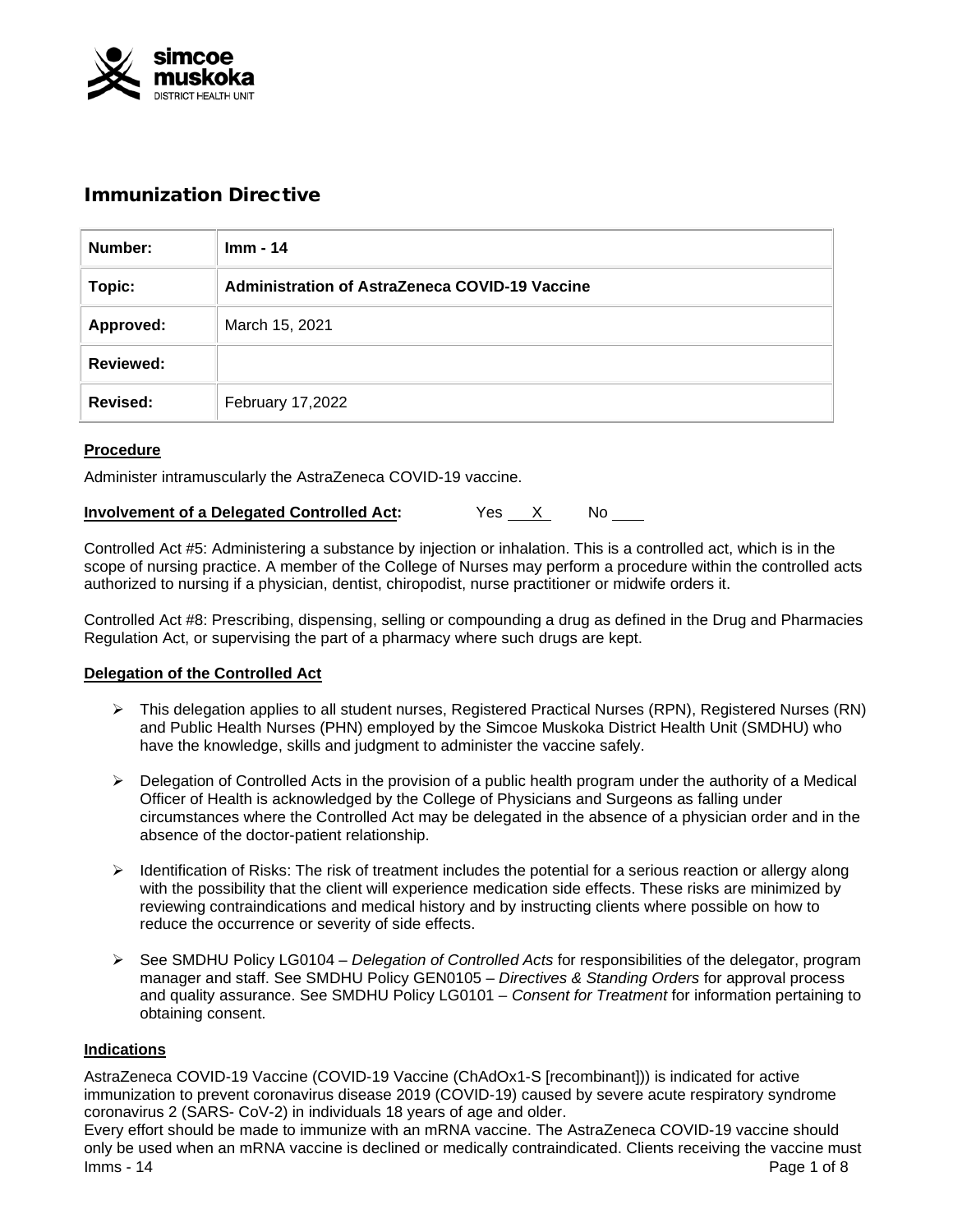# Immunization Directive

| Number: | Imm - 14 |
|---|---|
| Topic: | Administration of AstraZeneca COVID-19 Vaccine |
| Approved: | March 15, 2021 |
| Reviewed: | |
| Revised: | February 17,2022 |

**Procedure**

Administer intramuscularly the AstraZeneca COVID-19 vaccine.

**Involvement of a Delegated Controlled Act:** Yes X No ___

Controlled Act #5: Administering a substance by injection or inhalation. This is a controlled act, which is in the scope of nursing practice. A member of the College of Nurses may perform a procedure within the controlled acts authorized to nursing if a physician, dentist, chiropodist, nurse practitioner or midwife orders it.

Controlled Act #8: Prescribing, dispensing, selling or compounding a drug as defined in the Drug and Pharmacies Regulation Act, or supervising the part of a pharmacy where such drugs are kept.

**Delegation of the Controlled Act**

- This delegation applies to all student nurses, Registered Practical Nurses (RPN), Registered Nurses (RN) and Public Health Nurses (PHN) employed by the Simcoe Muskoka District Health Unit (SMDHU) who have the knowledge, skills and judgment to administer the vaccine safely.
- Delegation of Controlled Acts in the provision of a public health program under the authority of a Medical Officer of Health is acknowledged by the College of Physicians and Surgeons as falling under circumstances where the Controlled Act may be delegated in the absence of a physician order and in the absence of the doctor-patient relationship.
- Identification of Risks: The risk of treatment includes the potential for a serious reaction or allergy along with the possibility that the client will experience medication side effects. These risks are minimized by reviewing contraindications and medical history and by instructing clients where possible on how to reduce the occurrence or severity of side effects.
- See SMDHU Policy LG0104 – *Delegation of Controlled Acts* for responsibilities of the delegator, program manager and staff. See SMDHU Policy GEN0105 – *Directives & Standing Orders* for approval process and quality assurance. See SMDHU Policy LG0101 – *Consent for Treatment* for information pertaining to obtaining consent.

**Indications**

AstraZeneca COVID-19 Vaccine (COVID-19 Vaccine (ChAdOx1-S [recombinant])) is indicated for active immunization to prevent coronavirus disease 2019 (COVID-19) caused by severe acute respiratory syndrome coronavirus 2 (SARS- CoV-2) in individuals 18 years of age and older.

Every effort should be made to immunize with an mRNA vaccine. The AstraZeneca COVID-19 vaccine should only be used when an mRNA vaccine is declined or medically contraindicated. Clients receiving the vaccine must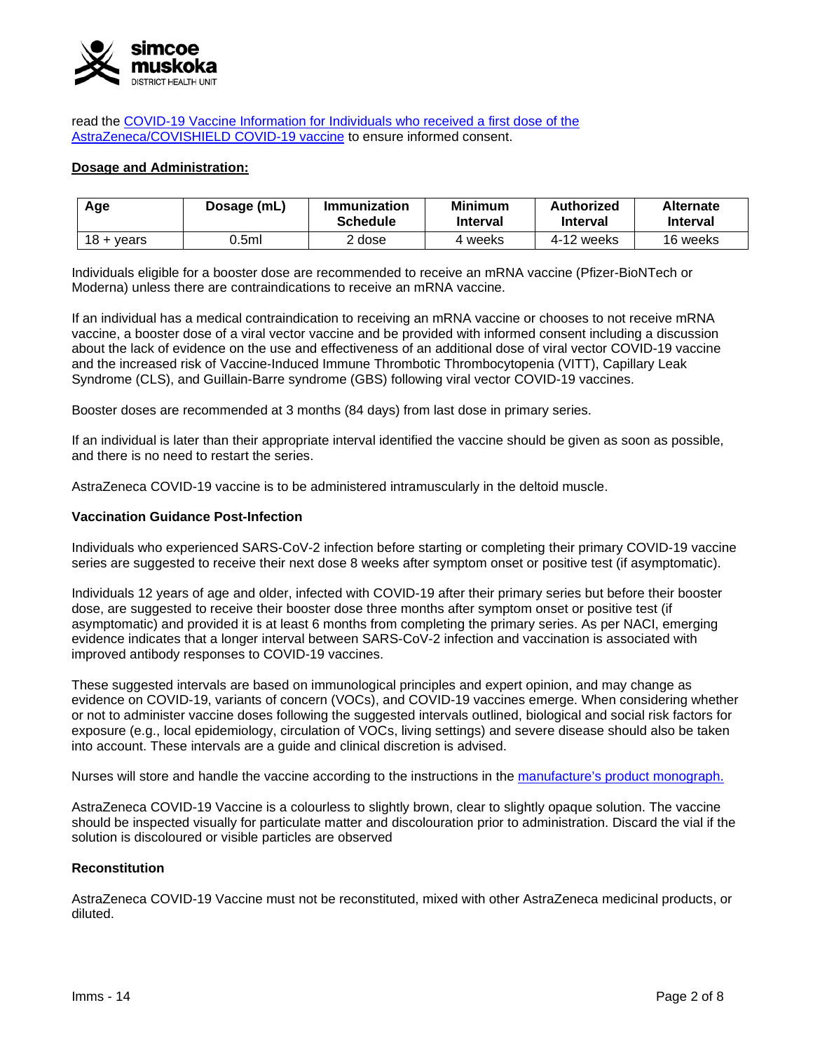read the [COVID-19 Vaccine Information for Individuals who received a first dose of the AstraZeneca/COVISHIELD COVID-19 vaccine]() to ensure informed consent.

**Dosage and Administration:**

| Age | Dosage (mL) | Immunization Schedule | Minimum Interval | Authorized Interval | Alternate Interval |
|---|---|---|---|---|---|
| 18 + years | 0.5ml | 2 dose | 4 weeks | 4-12 weeks | 16 weeks |

Individuals eligible for a booster dose are recommended to receive an mRNA vaccine (Pfizer-BioNTech or Moderna) unless there are contraindications to receive an mRNA vaccine.

If an individual has a medical contraindication to receiving an mRNA vaccine or chooses to not receive mRNA vaccine, a booster dose of a viral vector vaccine and be provided with informed consent including a discussion about the lack of evidence on the use and effectiveness of an additional dose of viral vector COVID-19 vaccine and the increased risk of Vaccine-Induced Immune Thrombotic Thrombocytopenia (VITT), Capillary Leak Syndrome (CLS), and Guillain-Barre syndrome (GBS) following viral vector COVID-19 vaccines.

Booster doses are recommended at 3 months (84 days) from last dose in primary series.

If an individual is later than their appropriate interval identified the vaccine should be given as soon as possible, and there is no need to restart the series.

AstraZeneca COVID-19 vaccine is to be administered intramuscularly in the deltoid muscle.

**Vaccination Guidance Post-Infection**

Individuals who experienced SARS-CoV-2 infection before starting or completing their primary COVID-19 vaccine series are suggested to receive their next dose 8 weeks after symptom onset or positive test (if asymptomatic).

Individuals 12 years of age and older, infected with COVID-19 after their primary series but before their booster dose, are suggested to receive their booster dose three months after symptom onset or positive test (if asymptomatic) and provided it is at least 6 months from completing the primary series. As per NACI, emerging evidence indicates that a longer interval between SARS-CoV-2 infection and vaccination is associated with improved antibody responses to COVID-19 vaccines.

These suggested intervals are based on immunological principles and expert opinion, and may change as evidence on COVID-19, variants of concern (VOCs), and COVID-19 vaccines emerge. When considering whether or not to administer vaccine doses following the suggested intervals outlined, biological and social risk factors for exposure (e.g., local epidemiology, circulation of VOCs, living settings) and severe disease should also be taken into account. These intervals are a guide and clinical discretion is advised.

Nurses will store and handle the vaccine according to the instructions in the [manufacture's product monograph.]()

AstraZeneca COVID-19 Vaccine is a colourless to slightly brown, clear to slightly opaque solution. The vaccine should be inspected visually for particulate matter and discolouration prior to administration. Discard the vial if the solution is discoloured or visible particles are observed

**Reconstitution**

AstraZeneca COVID-19 Vaccine must not be reconstituted, mixed with other AstraZeneca medicinal products, or diluted.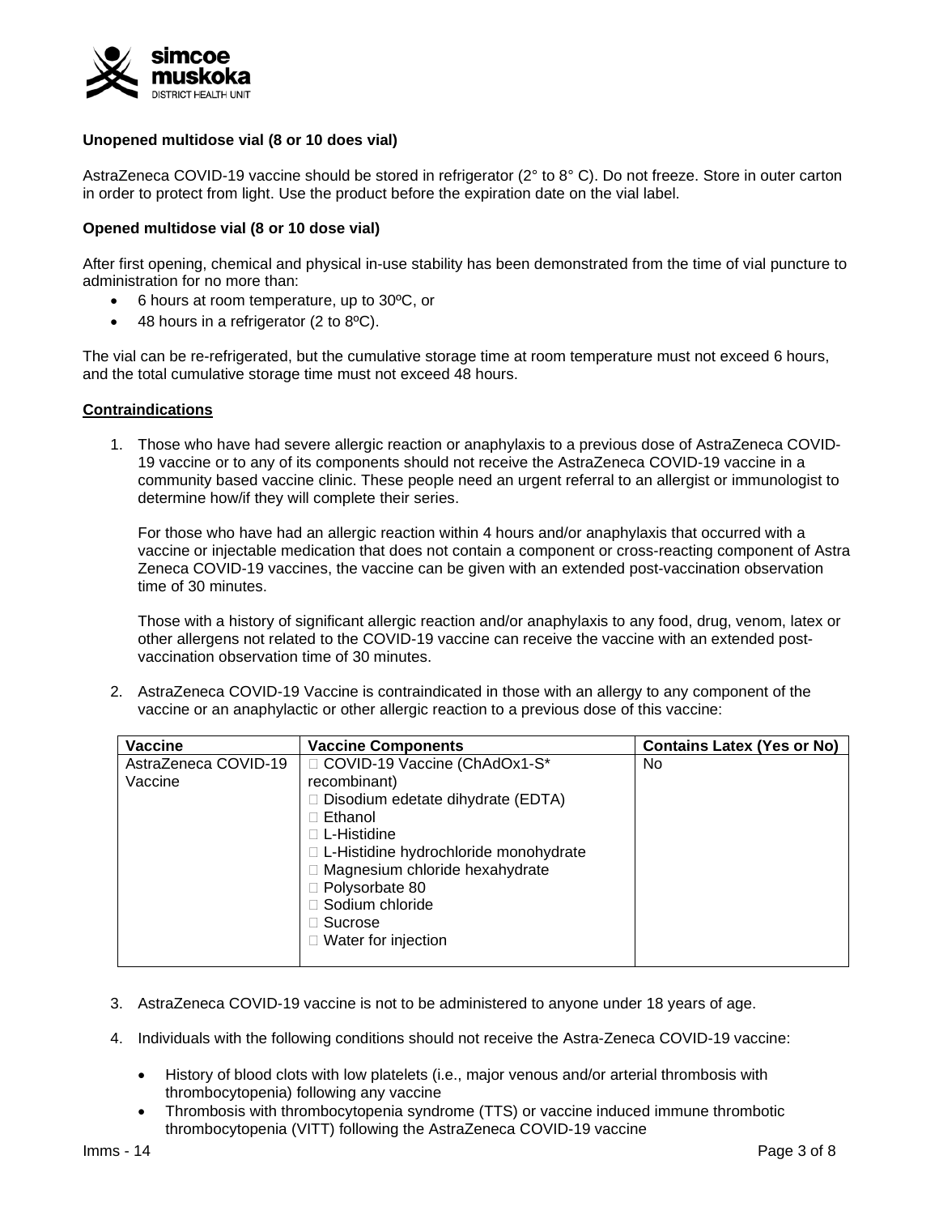**Unopened multidose vial (8 or 10 does vial)**

AstraZeneca COVID-19 vaccine should be stored in refrigerator (2° to 8° C). Do not freeze. Store in outer carton in order to protect from light. Use the product before the expiration date on the vial label.

**Opened multidose vial (8 or 10 dose vial)**

After first opening, chemical and physical in-use stability has been demonstrated from the time of vial puncture to administration for no more than:

- 6 hours at room temperature, up to 30ºC, or
- 48 hours in a refrigerator (2 to 8ºC).

The vial can be re-refrigerated, but the cumulative storage time at room temperature must not exceed 6 hours, and the total cumulative storage time must not exceed 48 hours.

**Contraindications**

1. Those who have had severe allergic reaction or anaphylaxis to a previous dose of AstraZeneca COVID-19 vaccine or to any of its components should not receive the AstraZeneca COVID-19 vaccine in a community based vaccine clinic. These people need an urgent referral to an allergist or immunologist to determine how/if they will complete their series.

   For those who have had an allergic reaction within 4 hours and/or anaphylaxis that occurred with a vaccine or injectable medication that does not contain a component or cross-reacting component of Astra Zeneca COVID-19 vaccines, the vaccine can be given with an extended post-vaccination observation time of 30 minutes.

   Those with a history of significant allergic reaction and/or anaphylaxis to any food, drug, venom, latex or other allergens not related to the COVID-19 vaccine can receive the vaccine with an extended post-vaccination observation time of 30 minutes.

2. AstraZeneca COVID-19 Vaccine is contraindicated in those with an allergy to any component of the vaccine or an anaphylactic or other allergic reaction to a previous dose of this vaccine:

| Vaccine | Vaccine Components | Contains Latex (Yes or No) |
|---|---|---|
| AstraZeneca COVID-19 Vaccine | COVID-19 Vaccine (ChAdOx1-S* recombinant)<br>Disodium edetate dihydrate (EDTA)<br>Ethanol<br>L-Histidine<br>L-Histidine hydrochloride monohydrate<br>Magnesium chloride hexahydrate<br>Polysorbate 80<br>Sodium chloride<br>Sucrose<br>Water for injection | No |

3. AstraZeneca COVID-19 vaccine is not to be administered to anyone under 18 years of age.

4. Individuals with the following conditions should not receive the Astra-Zeneca COVID-19 vaccine:

   - History of blood clots with low platelets (i.e., major venous and/or arterial thrombosis with thrombocytopenia) following any vaccine
   - Thrombosis with thrombocytopenia syndrome (TTS) or vaccine induced immune thrombotic thrombocytopenia (VITT) following the AstraZeneca COVID-19 vaccine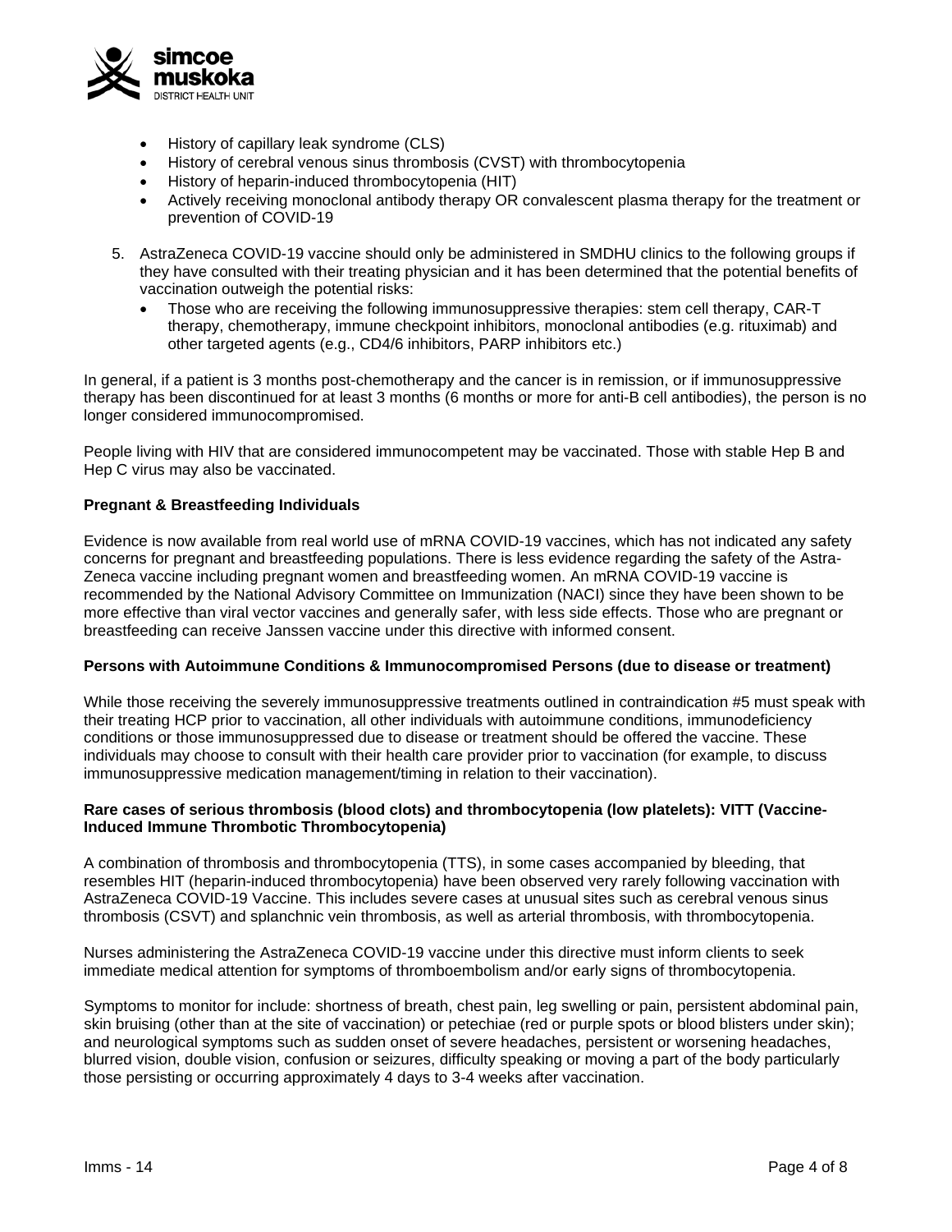- History of capillary leak syndrome (CLS)
- History of cerebral venous sinus thrombosis (CVST) with thrombocytopenia
- History of heparin-induced thrombocytopenia (HIT)
- Actively receiving monoclonal antibody therapy OR convalescent plasma therapy for the treatment or prevention of COVID-19

5. AstraZeneca COVID-19 vaccine should only be administered in SMDHU clinics to the following groups if they have consulted with their treating physician and it has been determined that the potential benefits of vaccination outweigh the potential risks:
   - Those who are receiving the following immunosuppressive therapies: stem cell therapy, CAR-T therapy, chemotherapy, immune checkpoint inhibitors, monoclonal antibodies (e.g. rituximab) and other targeted agents (e.g., CD4/6 inhibitors, PARP inhibitors etc.)

In general, if a patient is 3 months post-chemotherapy and the cancer is in remission, or if immunosuppressive therapy has been discontinued for at least 3 months (6 months or more for anti-B cell antibodies), the person is no longer considered immunocompromised.

People living with HIV that are considered immunocompetent may be vaccinated. Those with stable Hep B and Hep C virus may also be vaccinated.

**Pregnant & Breastfeeding Individuals**

Evidence is now available from real world use of mRNA COVID-19 vaccines, which has not indicated any safety concerns for pregnant and breastfeeding populations. There is less evidence regarding the safety of the Astra-Zeneca vaccine including pregnant women and breastfeeding women. An mRNA COVID-19 vaccine is recommended by the National Advisory Committee on Immunization (NACI) since they have been shown to be more effective than viral vector vaccines and generally safer, with less side effects. Those who are pregnant or breastfeeding can receive Janssen vaccine under this directive with informed consent.

**Persons with Autoimmune Conditions & Immunocompromised Persons (due to disease or treatment)**

While those receiving the severely immunosuppressive treatments outlined in contraindication #5 must speak with their treating HCP prior to vaccination, all other individuals with autoimmune conditions, immunodeficiency conditions or those immunosuppressed due to disease or treatment should be offered the vaccine. These individuals may choose to consult with their health care provider prior to vaccination (for example, to discuss immunosuppressive medication management/timing in relation to their vaccination).

**Rare cases of serious thrombosis (blood clots) and thrombocytopenia (low platelets): VITT (Vaccine-Induced Immune Thrombotic Thrombocytopenia)**

A combination of thrombosis and thrombocytopenia (TTS), in some cases accompanied by bleeding, that resembles HIT (heparin-induced thrombocytopenia) have been observed very rarely following vaccination with AstraZeneca COVID-19 Vaccine. This includes severe cases at unusual sites such as cerebral venous sinus thrombosis (CSVT) and splanchnic vein thrombosis, as well as arterial thrombosis, with thrombocytopenia.

Nurses administering the AstraZeneca COVID-19 vaccine under this directive must inform clients to seek immediate medical attention for symptoms of thromboembolism and/or early signs of thrombocytopenia.

Symptoms to monitor for include: shortness of breath, chest pain, leg swelling or pain, persistent abdominal pain, skin bruising (other than at the site of vaccination) or petechiae (red or purple spots or blood blisters under skin); and neurological symptoms such as sudden onset of severe headaches, persistent or worsening headaches, blurred vision, double vision, confusion or seizures, difficulty speaking or moving a part of the body particularly those persisting or occurring approximately 4 days to 3-4 weeks after vaccination.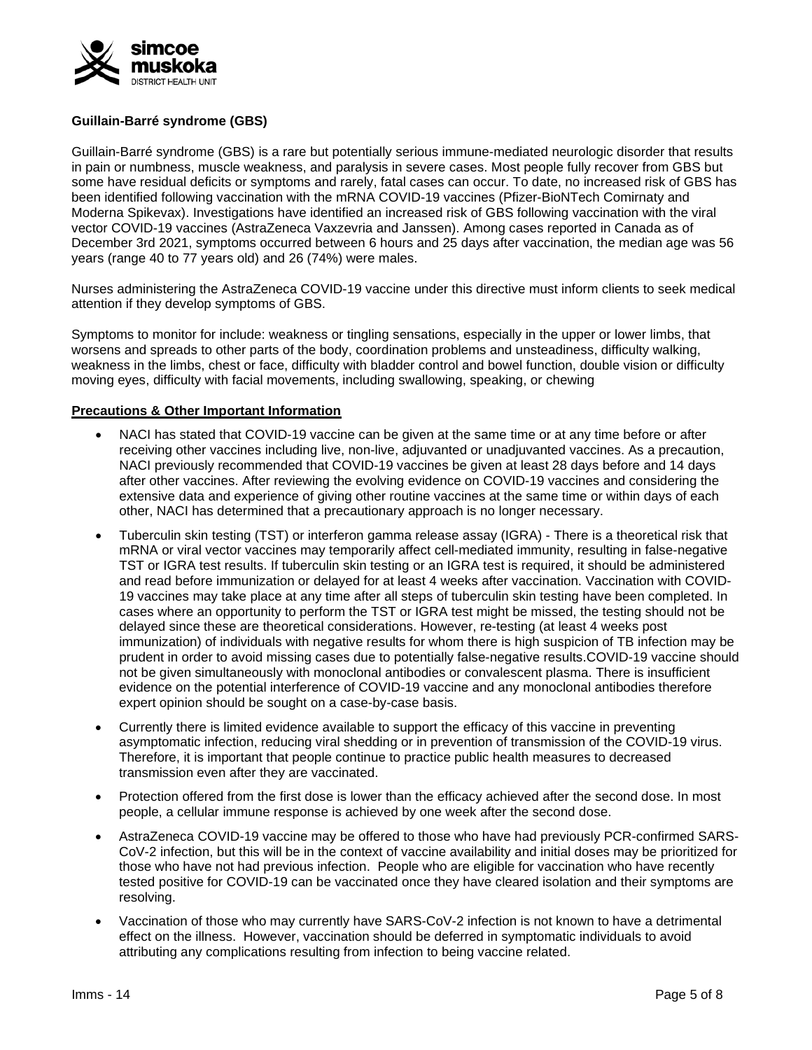**Guillain-Barré syndrome (GBS)**

Guillain-Barré syndrome (GBS) is a rare but potentially serious immune-mediated neurologic disorder that results in pain or numbness, muscle weakness, and paralysis in severe cases. Most people fully recover from GBS but some have residual deficits or symptoms and rarely, fatal cases can occur. To date, no increased risk of GBS has been identified following vaccination with the mRNA COVID-19 vaccines (Pfizer-BioNTech Comirnaty and Moderna Spikevax). Investigations have identified an increased risk of GBS following vaccination with the viral vector COVID-19 vaccines (AstraZeneca Vaxzevria and Janssen). Among cases reported in Canada as of December 3rd 2021, symptoms occurred between 6 hours and 25 days after vaccination, the median age was 56 years (range 40 to 77 years old) and 26 (74%) were males.

Nurses administering the AstraZeneca COVID-19 vaccine under this directive must inform clients to seek medical attention if they develop symptoms of GBS.

Symptoms to monitor for include: weakness or tingling sensations, especially in the upper or lower limbs, that worsens and spreads to other parts of the body, coordination problems and unsteadiness, difficulty walking, weakness in the limbs, chest or face, difficulty with bladder control and bowel function, double vision or difficulty moving eyes, difficulty with facial movements, including swallowing, speaking, or chewing

**Precautions & Other Important Information**

- NACI has stated that COVID-19 vaccine can be given at the same time or at any time before or after receiving other vaccines including live, non-live, adjuvanted or unadjuvanted vaccines. As a precaution, NACI previously recommended that COVID-19 vaccines be given at least 28 days before and 14 days after other vaccines. After reviewing the evolving evidence on COVID-19 vaccines and considering the extensive data and experience of giving other routine vaccines at the same time or within days of each other, NACI has determined that a precautionary approach is no longer necessary.
- Tuberculin skin testing (TST) or interferon gamma release assay (IGRA) - There is a theoretical risk that mRNA or viral vector vaccines may temporarily affect cell-mediated immunity, resulting in false-negative TST or IGRA test results. If tuberculin skin testing or an IGRA test is required, it should be administered and read before immunization or delayed for at least 4 weeks after vaccination. Vaccination with COVID-19 vaccines may take place at any time after all steps of tuberculin skin testing have been completed. In cases where an opportunity to perform the TST or IGRA test might be missed, the testing should not be delayed since these are theoretical considerations. However, re-testing (at least 4 weeks post immunization) of individuals with negative results for whom there is high suspicion of TB infection may be prudent in order to avoid missing cases due to potentially false-negative results.COVID-19 vaccine should not be given simultaneously with monoclonal antibodies or convalescent plasma. There is insufficient evidence on the potential interference of COVID-19 vaccine and any monoclonal antibodies therefore expert opinion should be sought on a case-by-case basis.
- Currently there is limited evidence available to support the efficacy of this vaccine in preventing asymptomatic infection, reducing viral shedding or in prevention of transmission of the COVID-19 virus. Therefore, it is important that people continue to practice public health measures to decreased transmission even after they are vaccinated.
- Protection offered from the first dose is lower than the efficacy achieved after the second dose. In most people, a cellular immune response is achieved by one week after the second dose.
- AstraZeneca COVID-19 vaccine may be offered to those who have had previously PCR-confirmed SARS-CoV-2 infection, but this will be in the context of vaccine availability and initial doses may be prioritized for those who have not had previous infection. People who are eligible for vaccination who have recently tested positive for COVID-19 can be vaccinated once they have cleared isolation and their symptoms are resolving.
- Vaccination of those who may currently have SARS-CoV-2 infection is not known to have a detrimental effect on the illness. However, vaccination should be deferred in symptomatic individuals to avoid attributing any complications resulting from infection to being vaccine related.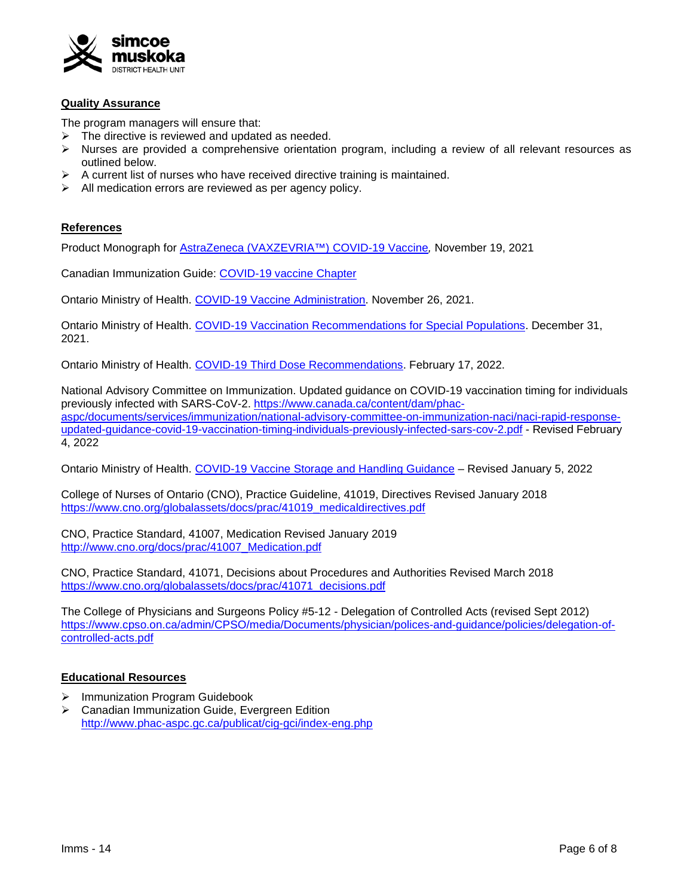### Quality Assurance

The program managers will ensure that:

- The directive is reviewed and updated as needed.
- Nurses are provided a comprehensive orientation program, including a review of all relevant resources as outlined below.
- A current list of nurses who have received directive training is maintained.
- All medication errors are reviewed as per agency policy.

### References

Product Monograph for AstraZeneca (VAXZEVRIA™) COVID-19 Vaccine, November 19, 2021

Canadian Immunization Guide: COVID-19 vaccine Chapter

Ontario Ministry of Health. COVID-19 Vaccine Administration. November 26, 2021.

Ontario Ministry of Health. COVID-19 Vaccination Recommendations for Special Populations. December 31, 2021.

Ontario Ministry of Health. COVID-19 Third Dose Recommendations. February 17, 2022.

National Advisory Committee on Immunization. Updated guidance on COVID-19 vaccination timing for individuals previously infected with SARS-CoV-2. https://www.canada.ca/content/dam/phac-aspc/documents/services/immunization/national-advisory-committee-on-immunization-naci/naci-rapid-response-updated-guidance-covid-19-vaccination-timing-individuals-previously-infected-sars-cov-2.pdf - Revised February 4, 2022

Ontario Ministry of Health. COVID-19 Vaccine Storage and Handling Guidance – Revised January 5, 2022

College of Nurses of Ontario (CNO), Practice Guideline, 41019, Directives Revised January 2018
https://www.cno.org/globalassets/docs/prac/41019_medicaldirectives.pdf

CNO, Practice Standard, 41007, Medication Revised January 2019
http://www.cno.org/docs/prac/41007_Medication.pdf

CNO, Practice Standard, 41071, Decisions about Procedures and Authorities Revised March 2018
https://www.cno.org/globalassets/docs/prac/41071_decisions.pdf

The College of Physicians and Surgeons Policy #5-12 - Delegation of Controlled Acts (revised Sept 2012)
https://www.cpso.on.ca/admin/CPSO/media/Documents/physician/polices-and-guidance/policies/delegation-of-controlled-acts.pdf

### Educational Resources

- Immunization Program Guidebook
- Canadian Immunization Guide, Evergreen Edition
  http://www.phac-aspc.gc.ca/publicat/cig-gci/index-eng.php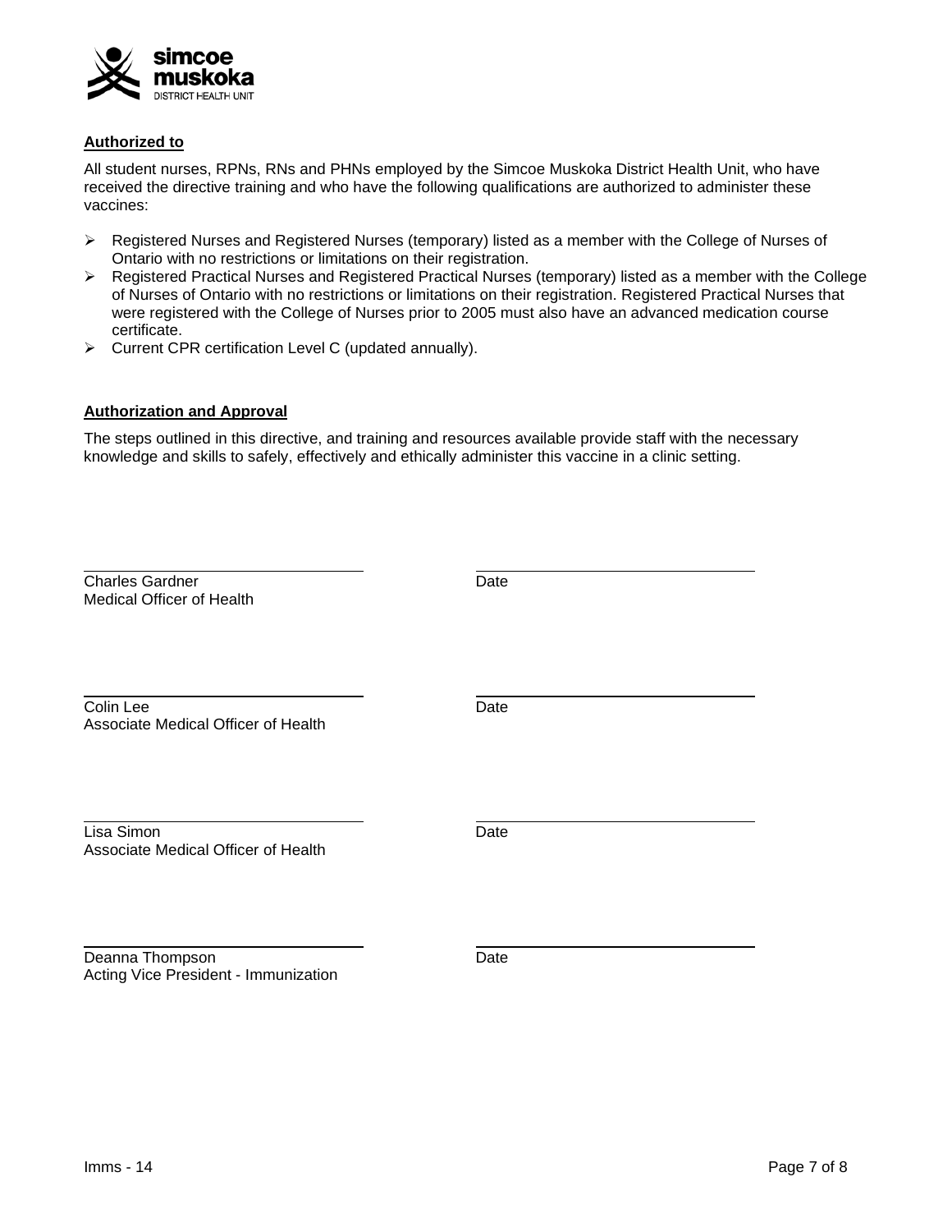**Authorized to**

All student nurses, RPNs, RNs and PHNs employed by the Simcoe Muskoka District Health Unit, who have received the directive training and who have the following qualifications are authorized to administer these vaccines:

- Registered Nurses and Registered Nurses (temporary) listed as a member with the College of Nurses of Ontario with no restrictions or limitations on their registration.
- Registered Practical Nurses and Registered Practical Nurses (temporary) listed as a member with the College of Nurses of Ontario with no restrictions or limitations on their registration. Registered Practical Nurses that were registered with the College of Nurses prior to 2005 must also have an advanced medication course certificate.
- Current CPR certification Level C (updated annually).

**Authorization and Approval**

The steps outlined in this directive, and training and resources available provide staff with the necessary knowledge and skills to safely, effectively and ethically administer this vaccine in a clinic setting.

| | |
|---|---|
| Charles Gardner<br>Medical Officer of Health | Date |
| Colin Lee<br>Associate Medical Officer of Health | Date |
| Lisa Simon<br>Associate Medical Officer of Health | Date |
| Deanna Thompson<br>Acting Vice President - Immunization | Date |

Imms - 14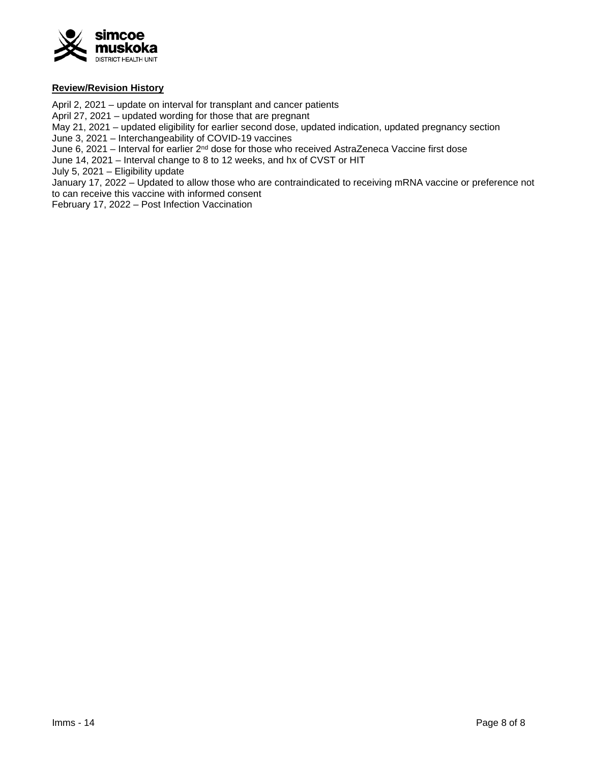## Review/Revision History

April 2, 2021 – update on interval for transplant and cancer patients
April 27, 2021 – updated wording for those that are pregnant
May 21, 2021 – updated eligibility for earlier second dose, updated indication, updated pregnancy section
June 3, 2021 – Interchangeability of COVID-19 vaccines
June 6, 2021 – Interval for earlier 2nd dose for those who received AstraZeneca Vaccine first dose
June 14, 2021 – Interval change to 8 to 12 weeks, and hx of CVST or HIT
July 5, 2021 – Eligibility update
January 17, 2022 – Updated to allow those who are contraindicated to receiving mRNA vaccine or preference not to can receive this vaccine with informed consent
February 17, 2022 – Post Infection Vaccination